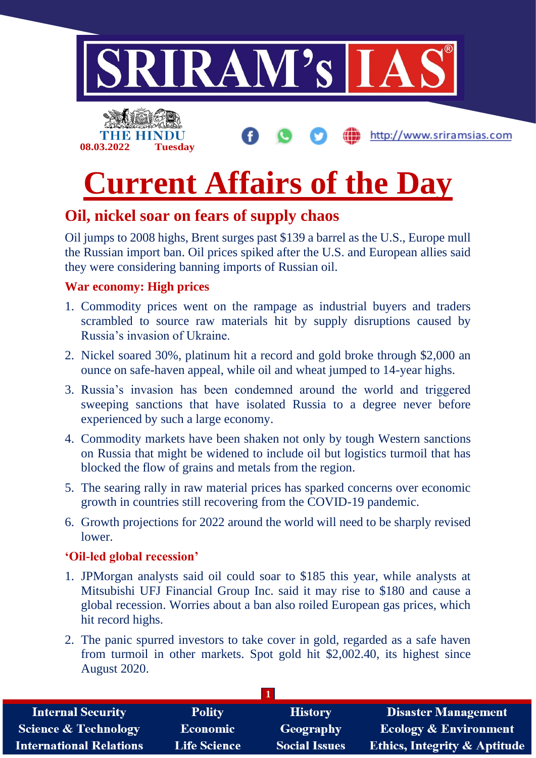# Current Affairs of the Day

## Oil, nickel soar on fears of supply chaos

Oil jumps to 2008 highs, Brent surges past $139 a barrel as the U.S., Europe mull the Russian import ban. Oil prices spiked after the U.S. and European allies said they were considering banning imports of Russian oil.

### War economy: High prices

1. Commodity prices went on the rampage as industrial buyers and traders scrambled to source raw materials hit by supply disruptions caused by Russia's invasion of Ukraine.
2. Nickel soared 30%, platinum hit a record and gold broke through $2,000 an ounce on safe-haven appeal, while oil and wheat jumped to 14-year highs.
3. Russia's invasion has been condemned around the world and triggered sweeping sanctions that have isolated Russia to a degree never before experienced by such a large economy.
4. Commodity markets have been shaken not only by tough Western sanctions on Russia that might be widened to include oil but logistics turmoil that has blocked the flow of grains and metals from the region.
5. The searing rally in raw material prices has sparked concerns over economic growth in countries still recovering from the COVID-19 pandemic.
6. Growth projections for 2022 around the world will need to be sharply revised lower.

### 'Oil-led global recession'

1. JPMorgan analysts said oil could soar to $185 this year, while analysts at Mitsubishi UFJ Financial Group Inc. said it may rise to $180 and cause a global recession. Worries about a ban also roiled European gas prices, which hit record highs.
2. The panic spurred investors to take cover in gold, regarded as a safe haven from turmoil in other markets. Spot gold hit $2,002.40, its highest since August 2020.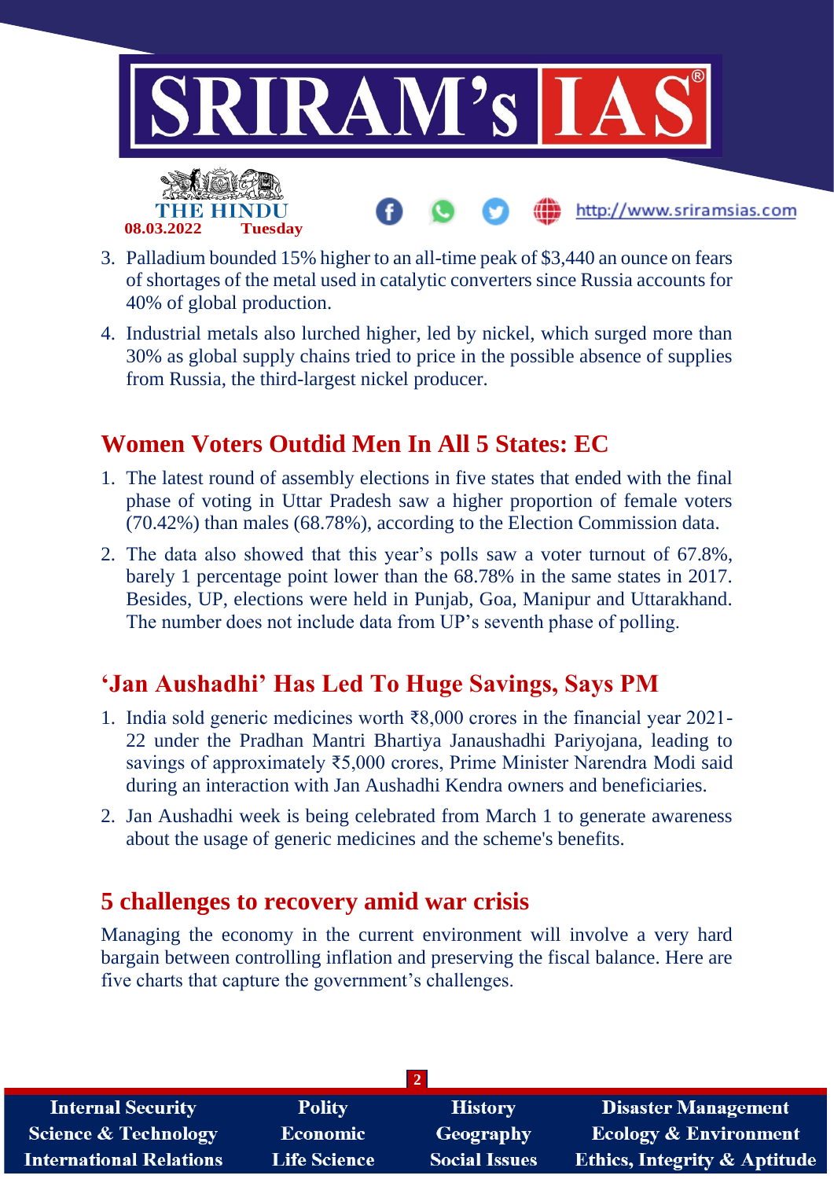3. Palladium bounded 15% higher to an all-time peak of $3,440 an ounce on fears of shortages of the metal used in catalytic converters since Russia accounts for 40% of global production.
4. Industrial metals also lurched higher, led by nickel, which surged more than 30% as global supply chains tried to price in the possible absence of supplies from Russia, the third-largest nickel producer.

## Women Voters Outdid Men In All 5 States: EC

1. The latest round of assembly elections in five states that ended with the final phase of voting in Uttar Pradesh saw a higher proportion of female voters (70.42%) than males (68.78%), according to the Election Commission data.
2. The data also showed that this year's polls saw a voter turnout of 67.8%, barely 1 percentage point lower than the 68.78% in the same states in 2017. Besides, UP, elections were held in Punjab, Goa, Manipur and Uttarakhand. The number does not include data from UP's seventh phase of polling.

## 'Jan Aushadhi' Has Led To Huge Savings, Says PM

1. India sold generic medicines worth ₹8,000 crores in the financial year 2021-22 under the Pradhan Mantri Bhartiya Janaushadhi Pariyojana, leading to savings of approximately ₹5,000 crores, Prime Minister Narendra Modi said during an interaction with Jan Aushadhi Kendra owners and beneficiaries.
2. Jan Aushadhi week is being celebrated from March 1 to generate awareness about the usage of generic medicines and the scheme's benefits.

## 5 challenges to recovery amid war crisis

Managing the economy in the current environment will involve a very hard bargain between controlling inflation and preserving the fiscal balance. Here are five charts that capture the government's challenges.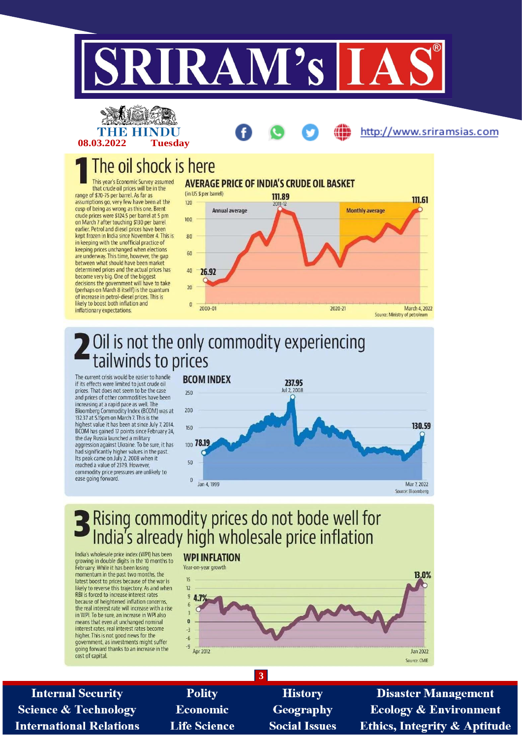# SRIRAM's IAS

THE HINDU
08.03.2022 Tuesday

http://www.sriramsias.com

## 1 The oil shock is here

This year's Economic Survey assumed that crude oil prices will be in the range of $70-75 per barrel. As far as assumptions go, very few have been at the cusp of being as wrong as this one. Brent crude prices were $124.5 per barrel at 5 pm on March 7 after touching $130 per barrel earlier. Petrol and diesel prices have been kept frozen in India since November 4. This is in keeping with the unofficial practice of keeping prices unchanged when elections are underway. This time, however, the gap between what should have been market determined prices and the actual prices has become very big. One of the biggest decisions the government will have to take (perhaps on March 8 itself) is the quantum of increase in petrol-diesel prices. This is likely to boost both inflation and inflationary expectations.

**AVERAGE PRICE OF INDIA'S CRUDE OIL BASKET**
(in US $ per barrel)

Annual average (2000-01 to 2020-21): 26.92 (2000-01); 111.89 (2011-12)
Monthly average: 111.61 (March 4, 2022)

Source: Ministry of petroleum

## 2 Oil is not the only commodity experiencing tailwinds to prices

The current crisis would be easier to handle if its effects were limited to just crude oil prices. That does not seem to be the case and prices of other commodities have been increasing at a rapid pace as well. The Bloomberg Commodity Index (BCOM) was at 132.37 at 5.15pm on March 7. This is the highest value it has been at since July 7, 2014. BCOM has gained 17 points since February 24, the day Russia launched a military aggression against Ukraine. To be sure, it has had significantly higher values in the past. Its peak came on July 2, 2008 when it reached a value of 237.9. However, commodity price pressures are unlikely to ease going forward.

**BCOM INDEX**

78.19 (Jan 4, 1999); 237.95 (Jul 2, 2008); 130.59 (Mar 7, 2022)

Source: Bloomberg

## 3 Rising commodity prices do not bode well for India's already high wholesale price inflation

India's wholesale price index (WPI) has been growing in double digits in the 10 months to February. While it has been losing momentum in the past two months, the latest boost to prices because of the war is likely to reverse this trajectory. As and when RBI is forced to increase interest rates because of heightened inflation concerns, the real interest rate will increase with a rise in WPI. To be sure, an increase in WPI also means that even at unchanged nominal interest rates, real interest rates become higher. This is not good news for the government, as investments might suffer going forward thanks to an increase in the cost of capital.

**WPI INFLATION**
Year-on-year growth

4.7% (Apr 2012); 13.0% (Jan 2022)

Source: CMIE

Internal Security | Polity | History | Disaster Management
Science & Technology | Economic | Geography | Ecology & Environment
International Relations | Life Science | Social Issues | Ethics, Integrity & Aptitude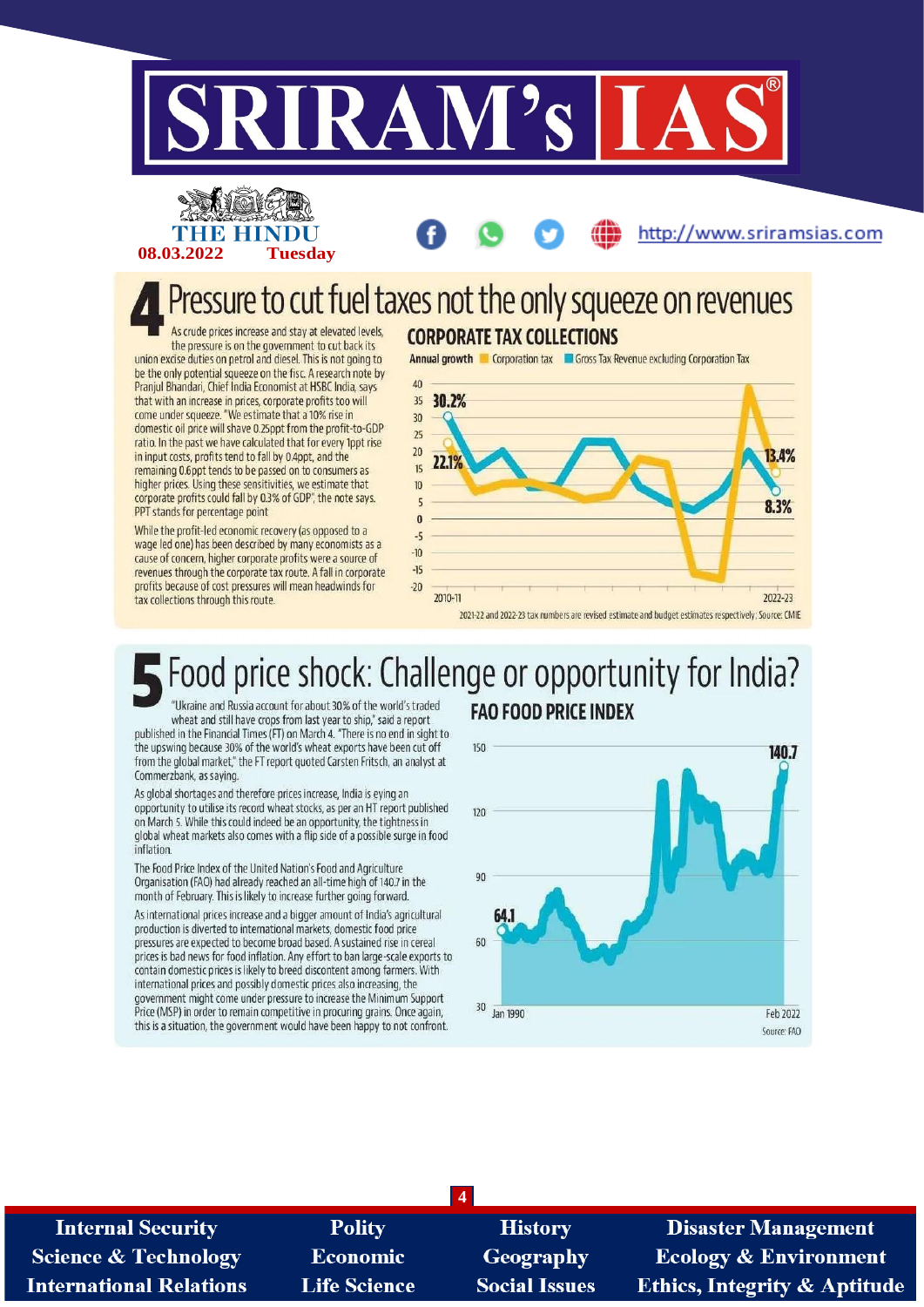THE HINDU

08.03.2022 Tuesday

## 4 Pressure to cut fuel taxes not the only squeeze on revenues

As crude prices increase and stay at elevated levels, the pressure is on the government to cut back its union excise duties on petrol and diesel. This is not going to be the only potential squeeze on the fisc. A research note by Pranjul Bhandari, Chief India Economist at HSBC India, says that with an increase in prices, corporate profits too will come under squeeze. "We estimate that a 10% rise in domestic oil price will shave 0.25ppt from the profit-to-GDP ratio. In the past we have calculated that for every 1ppt rise in input costs, profits tend to fall by 0.4ppt, and the remaining 0.6ppt tends to be passed on to consumers as higher prices. Using these sensitivities, we estimate that corporate profits could fall by 0.3% of GDP", the note says. PPT stands for percentage point

While the profit-led economic recovery (as opposed to a wage led one) has been described by many economists as a cause of concern, higher corporate profits were a source of revenues through the corporate tax route. A fall in corporate profits because of cost pressures will mean headwinds for tax collections through this route.

**CORPORATE TAX COLLECTIONS**

Annual growth: Corporation tax; Gross Tax Revenue excluding Corporation Tax

2010-11: 30.2%, 22.1% — 2022-23: 13.4%, 8.3%

2021-22 and 2022-23 tax numbers are revised estimate and budget estimates respectively; Source: CMIE

## 5 Food price shock: Challenge or opportunity for India?

"Ukraine and Russia account for about 30% of the world's traded wheat and still have crops from last year to ship," said a report published in the Financial Times (FT) on March 4. "There is no end in sight to the upswing because 30% of the world's wheat exports have been cut off from the global market," the FT report quoted Carsten Fritsch, an analyst at Commerzbank, as saying.

As global shortages and therefore prices increase, India is eying an opportunity to utilise its record wheat stocks, as per an HT report published on March 5. While this could indeed be an opportunity, the tightness in global wheat markets also comes with a flip side of a possible surge in food inflation.

The Food Price Index of the United Nation's Food and Agriculture Organisation (FAO) had already reached an all-time high of 140.7 in the month of February. This is likely to increase further going forward.

As international prices increase and a bigger amount of India's agricultural production is diverted to international markets, domestic food price pressures are expected to become broad based. A sustained rise in cereal prices is bad news for food inflation. Any effort to ban large-scale exports to contain domestic prices is likely to breed discontent among farmers. With international prices and possibly domestic prices also increasing, the government might come under pressure to increase the Minimum Support Price (MSP) in order to remain competitive in procuring grains. Once again, this is a situation, the government would have been happy to not confront.

**FAO FOOD PRICE INDEX**

Jan 1990: 64.1 — Feb 2022: 140.7

Source: FAO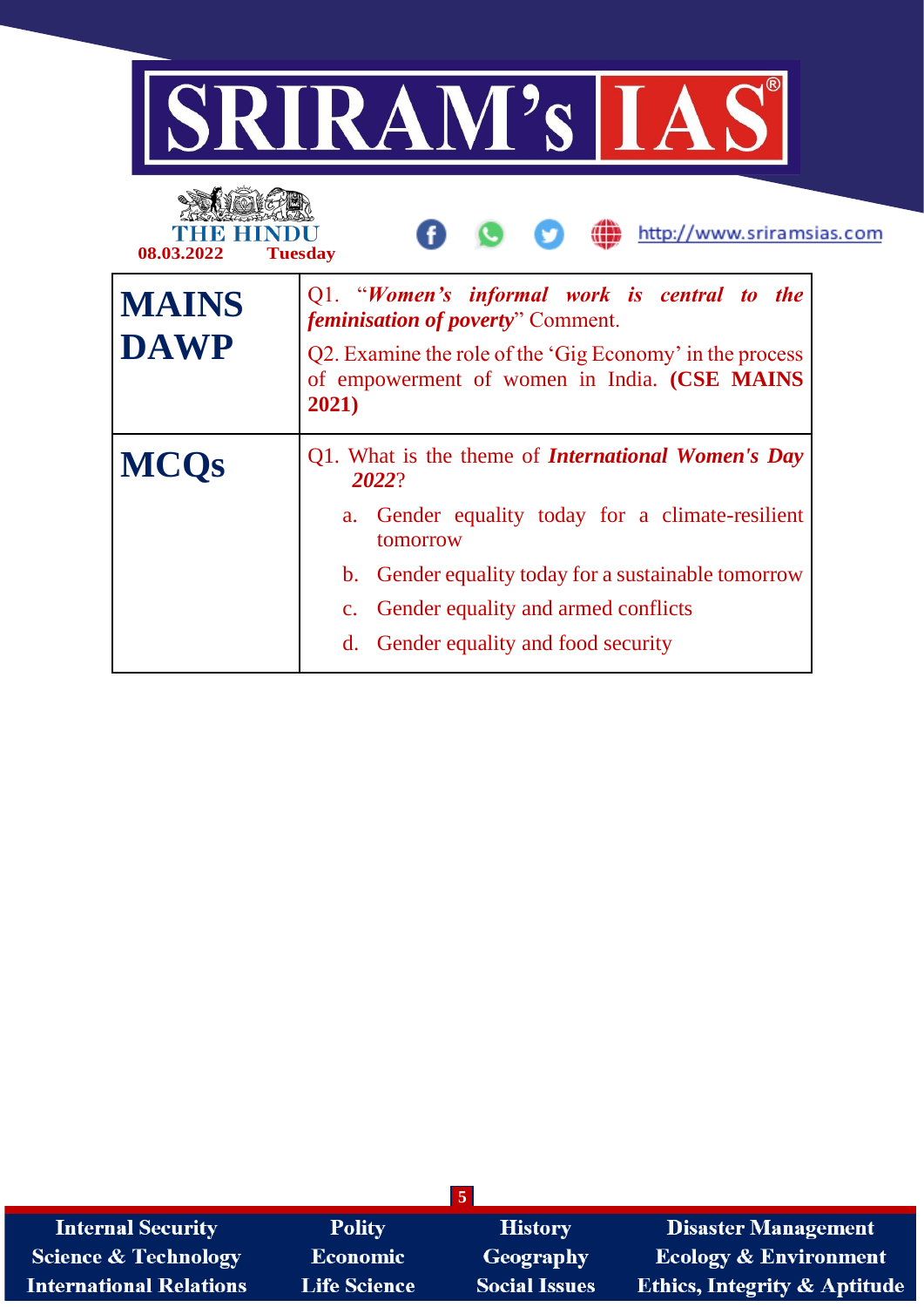| | |
|---|---|
| **MAINS DAWP** | Q1. "***Women's informal work is central to the feminisation of poverty***" Comment.<br>Q2. Examine the role of the 'Gig Economy' in the process of empowerment of women in India. **(CSE MAINS 2021)** |
| **MCQs** | Q1. What is the theme of ***International Women's Day 2022***?<br>a. Gender equality today for a climate-resilient tomorrow<br>b. Gender equality today for a sustainable tomorrow<br>c. Gender equality and armed conflicts<br>d. Gender equality and food security |